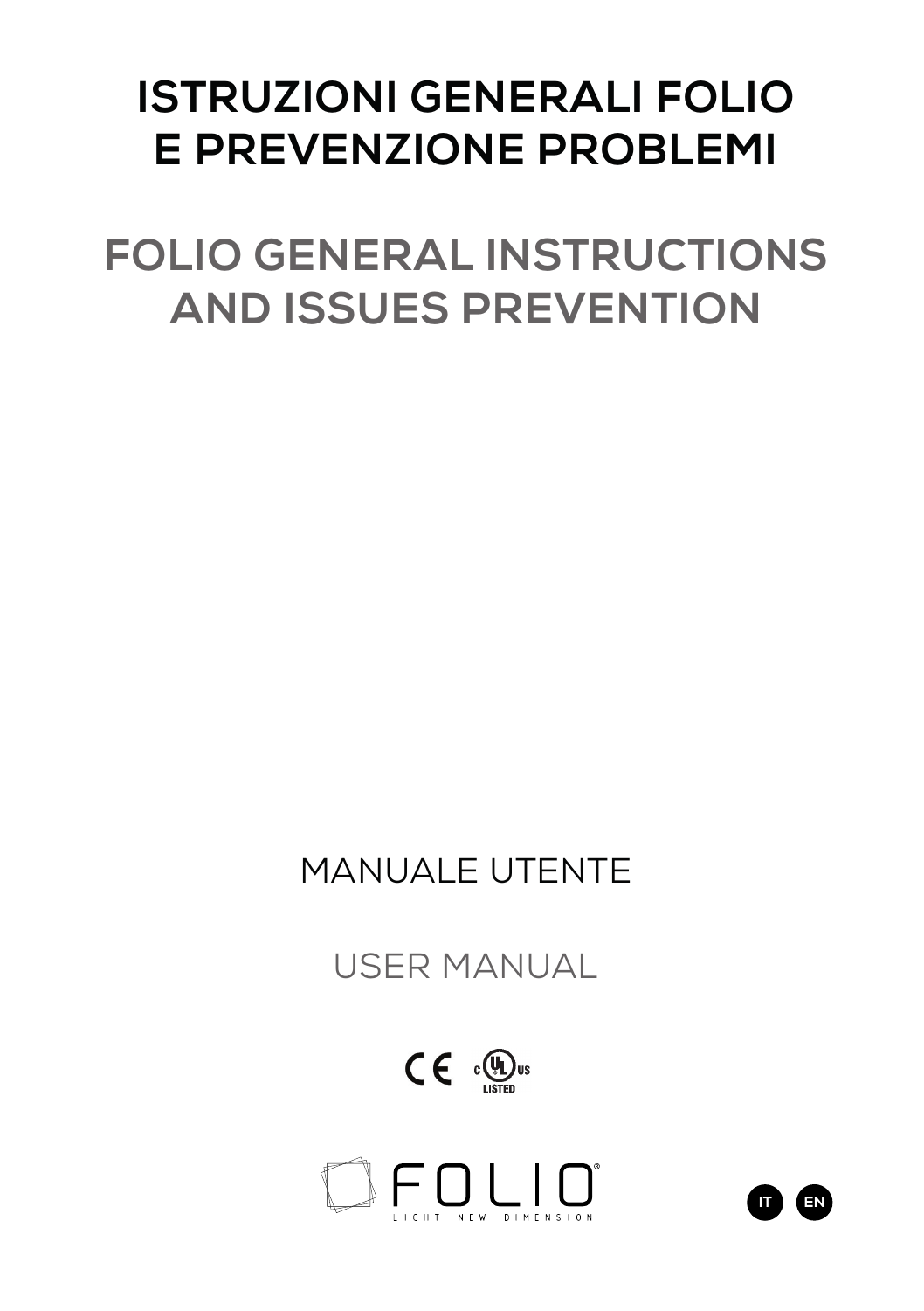# ISTRUZIONI GENERALI FOLIO E PREVENZIONE PROBLEMI

# FOLIO GENERAL INSTRUCTIONS AND ISSUES PREVENTION

MANUALE UTENTE

USER MANUAL

FOLIO
LIGHT NEW DIMENSION

IT EN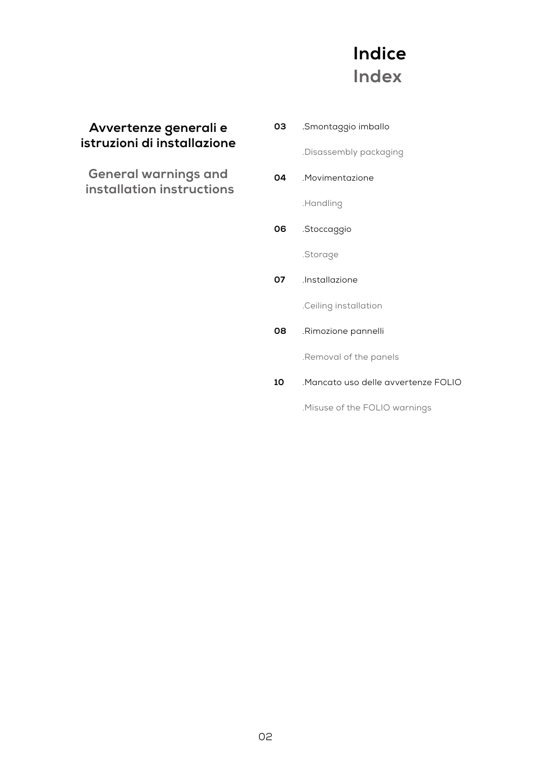# Indice
# Index

## Avvertenze generali e istruzioni di installazione

## General warnings and installation instructions

| | |
|---|---|
| **03** | .Smontaggio imballo |
| | .Disassembly packaging |
| **04** | .Movimentazione |
| | .Handling |
| **06** | .Stoccaggio |
| | .Storage |
| **07** | .Installazione |
| | .Ceiling installation |
| **08** | .Rimozione pannelli |
| | .Removal of the panels |
| **10** | .Mancato uso delle avvertenze FOLIO |
| | .Misuse of the FOLIO warnings |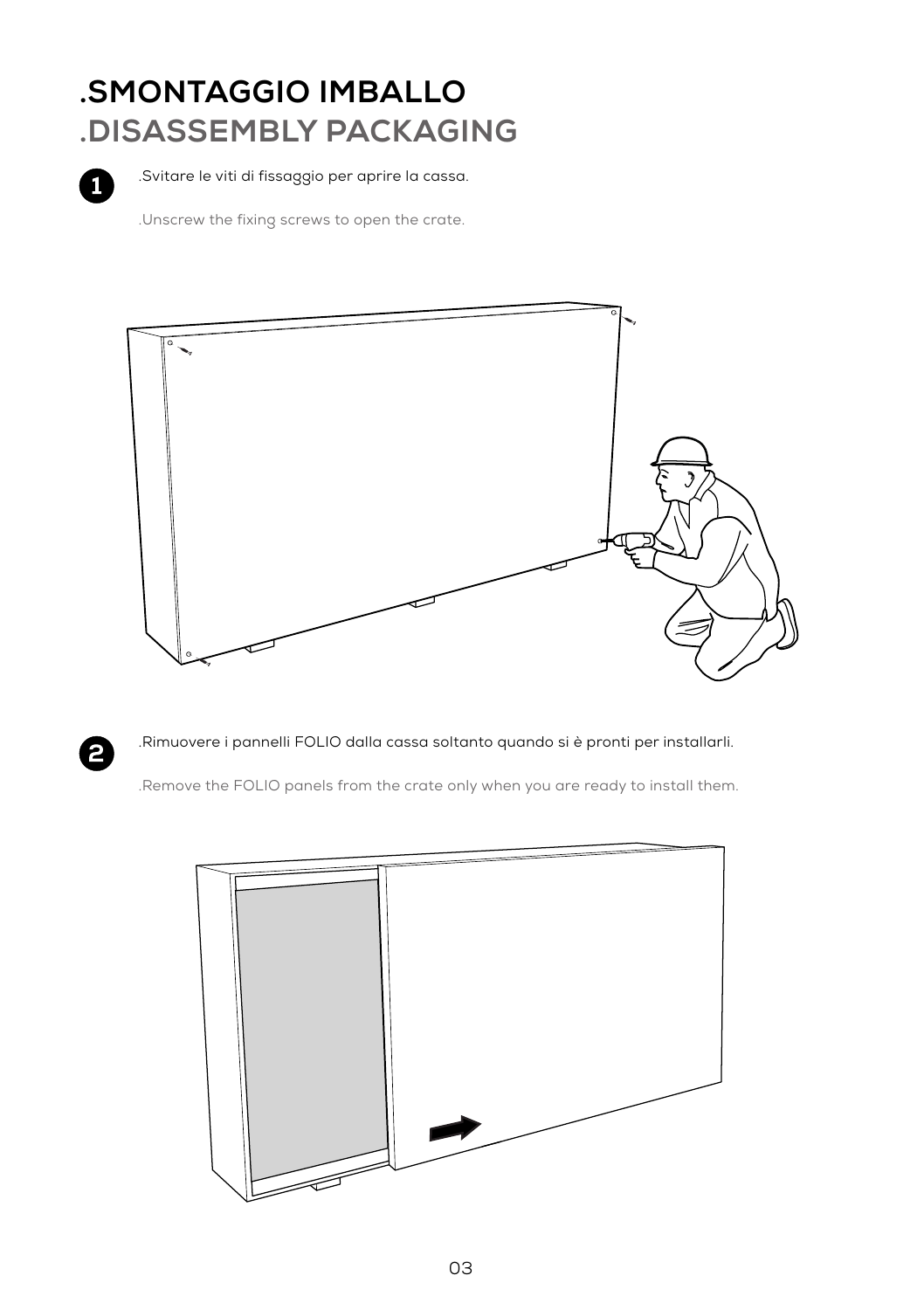# .SMONTAGGIO IMBALLO
# .DISASSEMBLY PACKAGING

**1**

.Svitare le viti di fissaggio per aprire la cassa.

.Unscrew the fixing screws to open the crate.

**2**

.Rimuovere i pannelli FOLIO dalla cassa soltanto quando si è pronti per installarli.

.Remove the FOLIO panels from the crate only when you are ready to install them.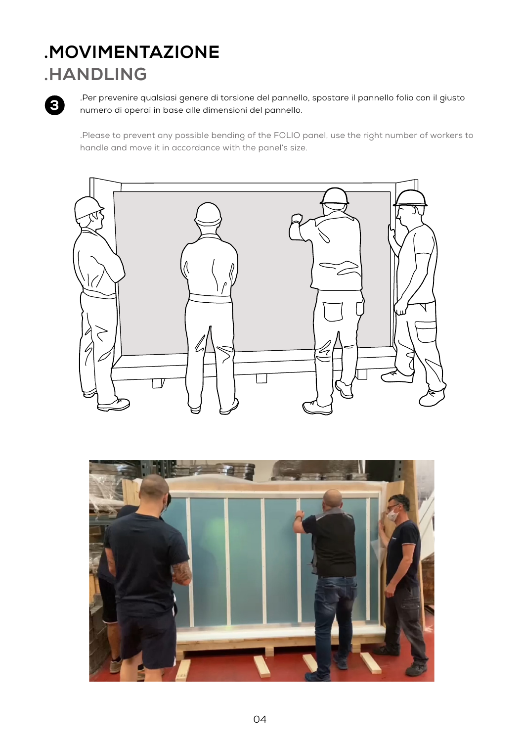# .MOVIMENTAZIONE
## .HANDLING

**3**

.Per prevenire qualsiasi genere di torsione del pannello, spostare il pannello folio con il giusto numero di operai in base alle dimensioni del pannello.

.Please to prevent any possible bending of the FOLIO panel, use the right number of workers to handle and move it in accordance with the panel's size.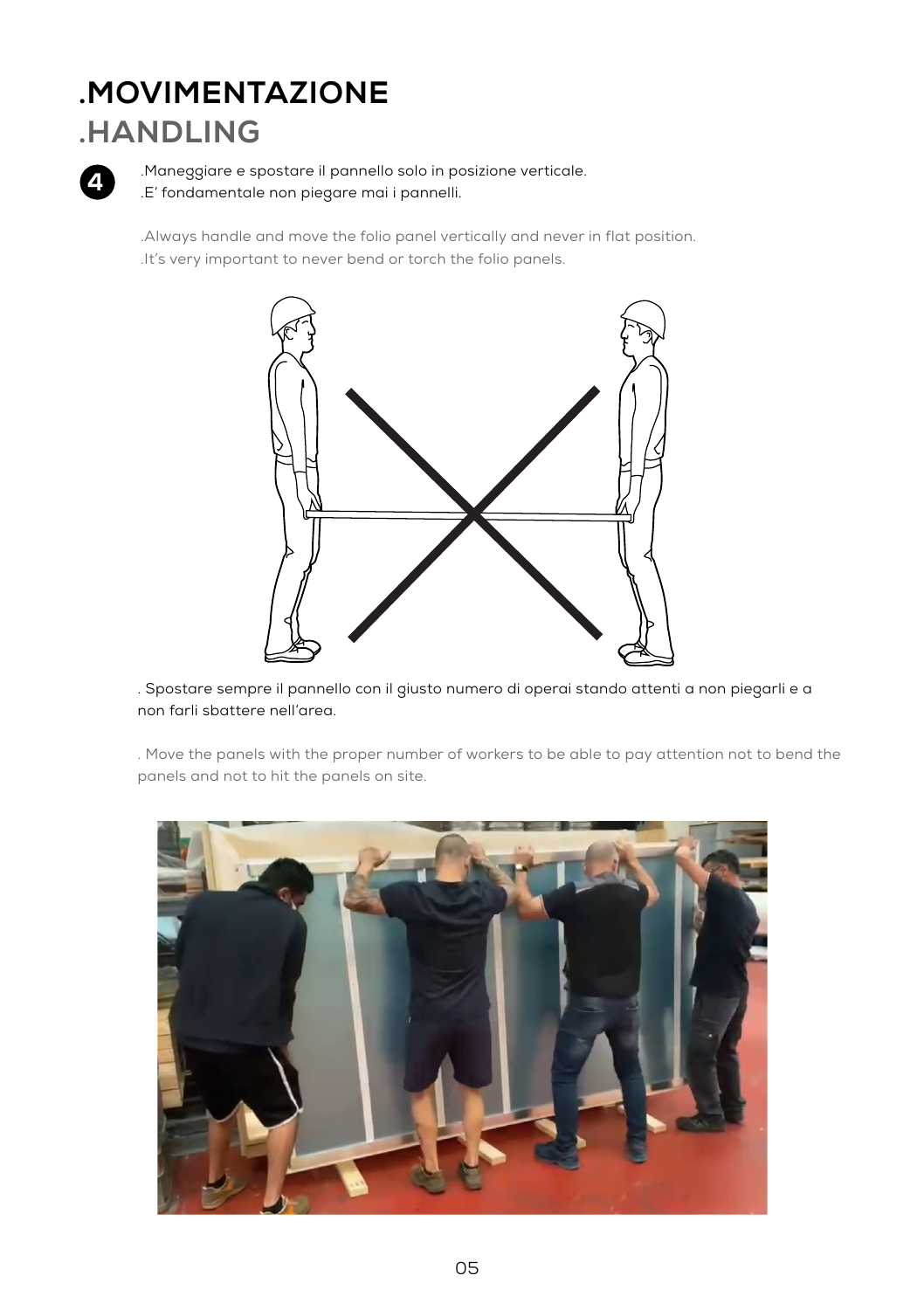# .MOVIMENTAZIONE
## .HANDLING

**4**

.Maneggiare e spostare il pannello solo in posizione verticale.
.E' fondamentale non piegare mai i pannelli.

.Always handle and move the folio panel vertically and never in flat position.
.It's very important to never bend or torch the folio panels.

. Spostare sempre il pannello con il giusto numero di operai stando attenti a non piegarli e a non farli sbattere nell'area.

. Move the panels with the proper number of workers to be able to pay attention not to bend the panels and not to hit the panels on site.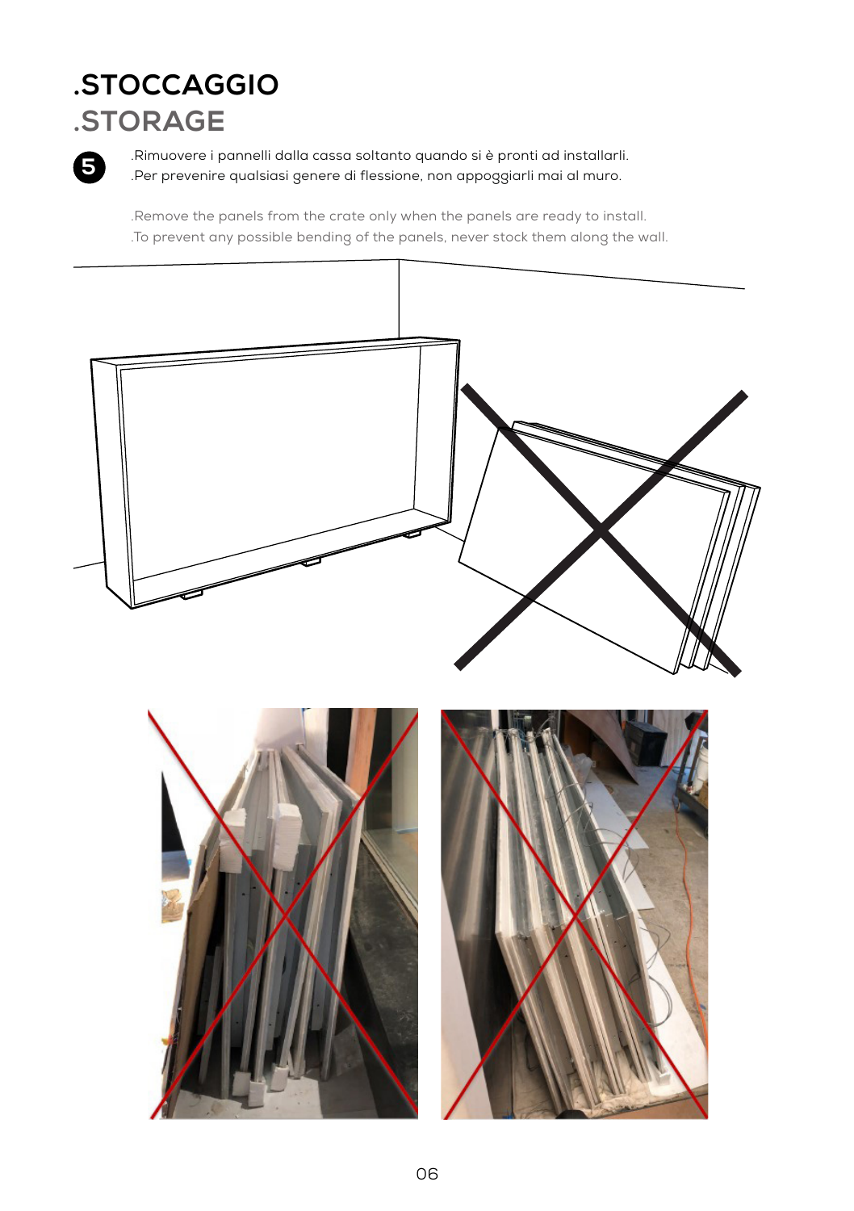# .STOCCAGGIO
## .STORAGE

**5**

.Rimuovere i pannelli dalla cassa soltanto quando si è pronti ad installarli.
.Per prevenire qualsiasi genere di flessione, non appoggiarli mai al muro.

.Remove the panels from the crate only when the panels are ready to install.
.To prevent any possible bending of the panels, never stock them along the wall.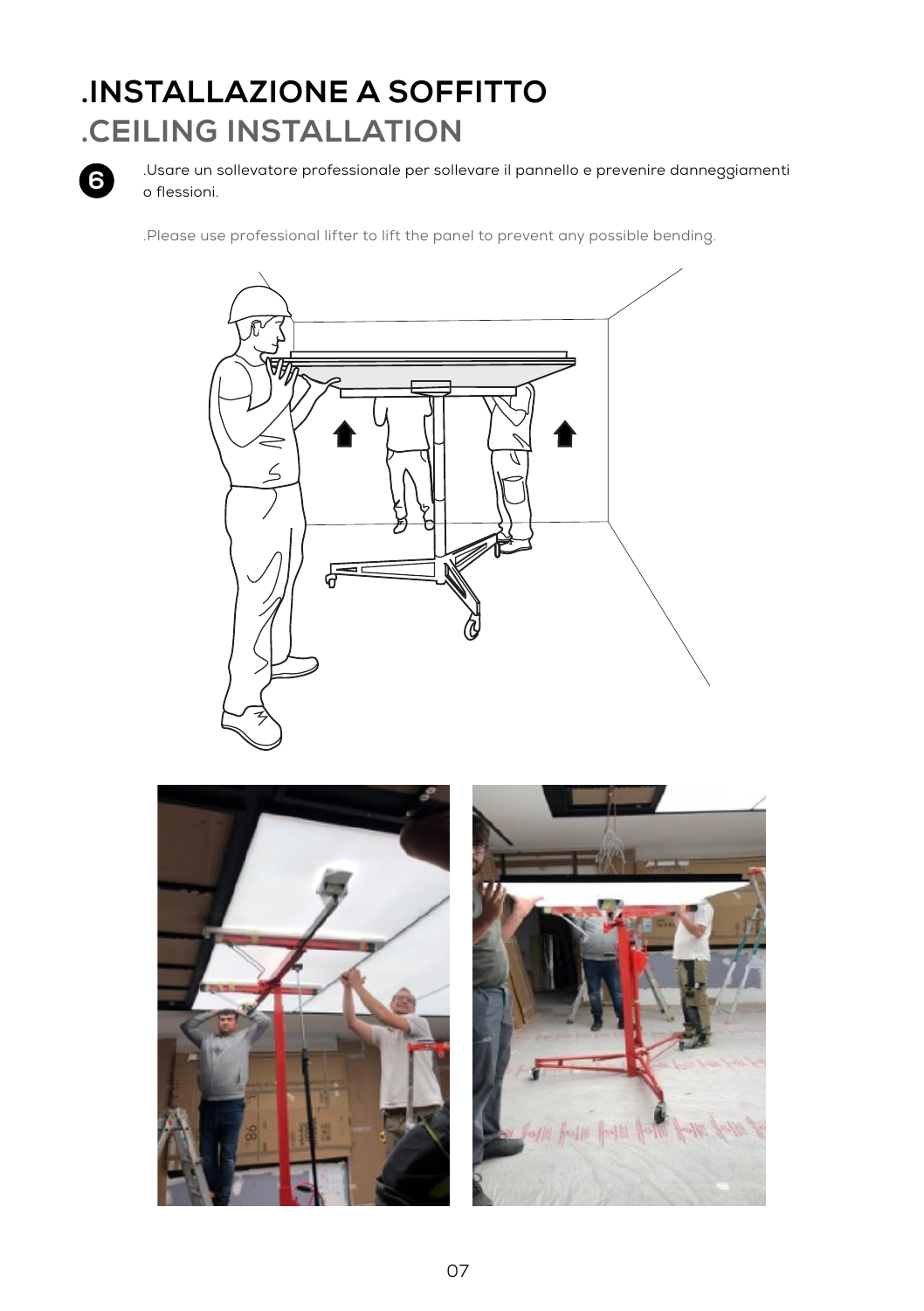# .INSTALLAZIONE A SOFFITTO
## .CEILING INSTALLATION

**6**

.Usare un sollevatore professionale per sollevare il pannello e prevenire danneggiamenti o flessioni.

.Please use professional lifter to lift the panel to prevent any possible bending.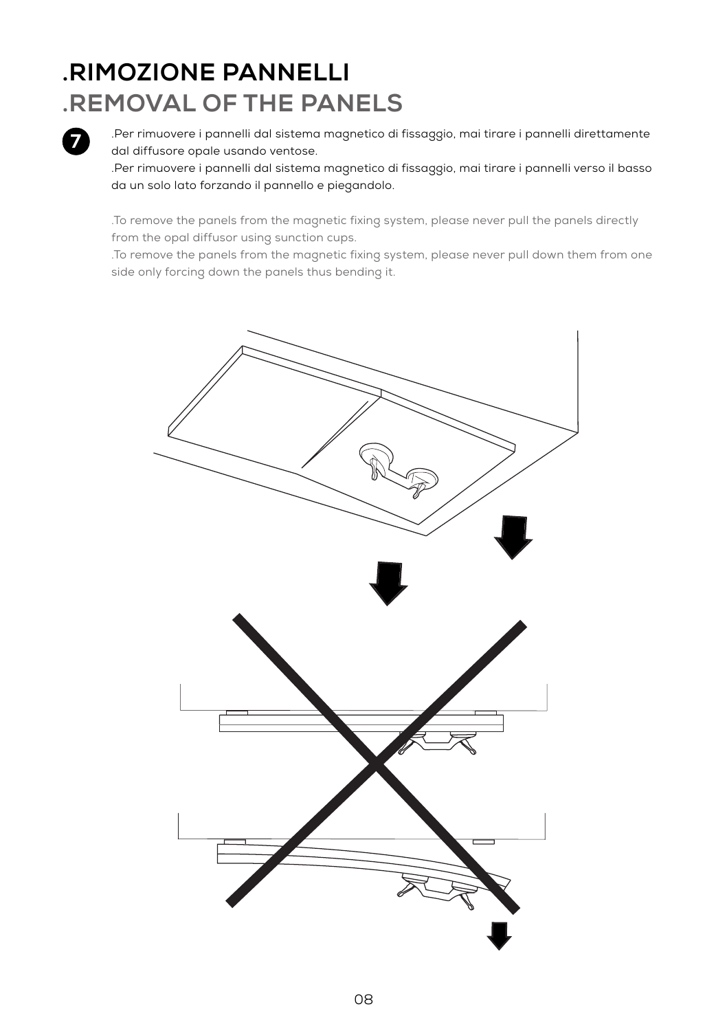# .RIMOZIONE PANNELLI
## .REMOVAL OF THE PANELS

**7**

.Per rimuovere i pannelli dal sistema magnetico di fissaggio, mai tirare i pannelli direttamente dal diffusore opale usando ventose.
.Per rimuovere i pannelli dal sistema magnetico di fissaggio, mai tirare i pannelli verso il basso da un solo lato forzando il pannello e piegandolo.

.To remove the panels from the magnetic fixing system, please never pull the panels directly from the opal diffusor using sunction cups.
.To remove the panels from the magnetic fixing system, please never pull down them from one side only forcing down the panels thus bending it.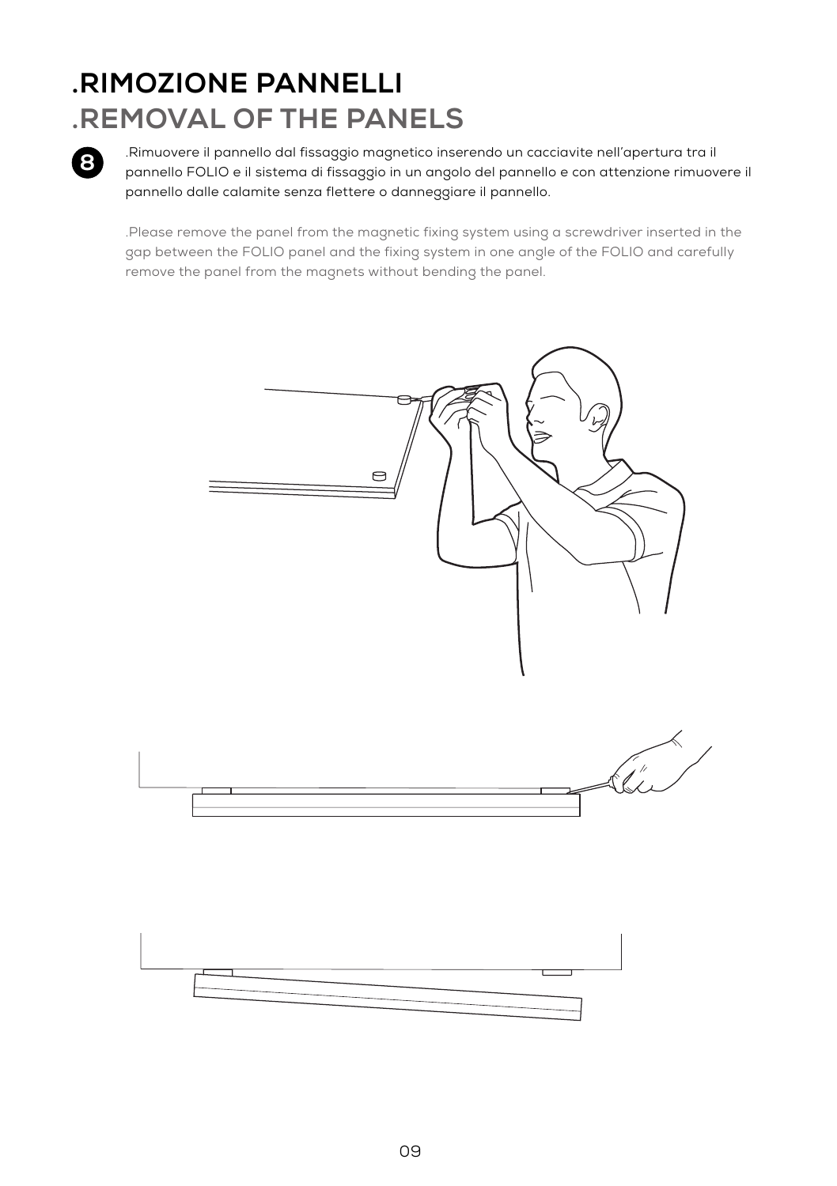# .RIMOZIONE PANNELLI
## .REMOVAL OF THE PANELS

**8**

.Rimuovere il pannello dal fissaggio magnetico inserendo un cacciavite nell'apertura tra il pannello FOLIO e il sistema di fissaggio in un angolo del pannello e con attenzione rimuovere il pannello dalle calamite senza flettere o danneggiare il pannello.

.Please remove the panel from the magnetic fixing system using a screwdriver inserted in the gap between the FOLIO panel and the fixing system in one angle of the FOLIO and carefully remove the panel from the magnets without bending the panel.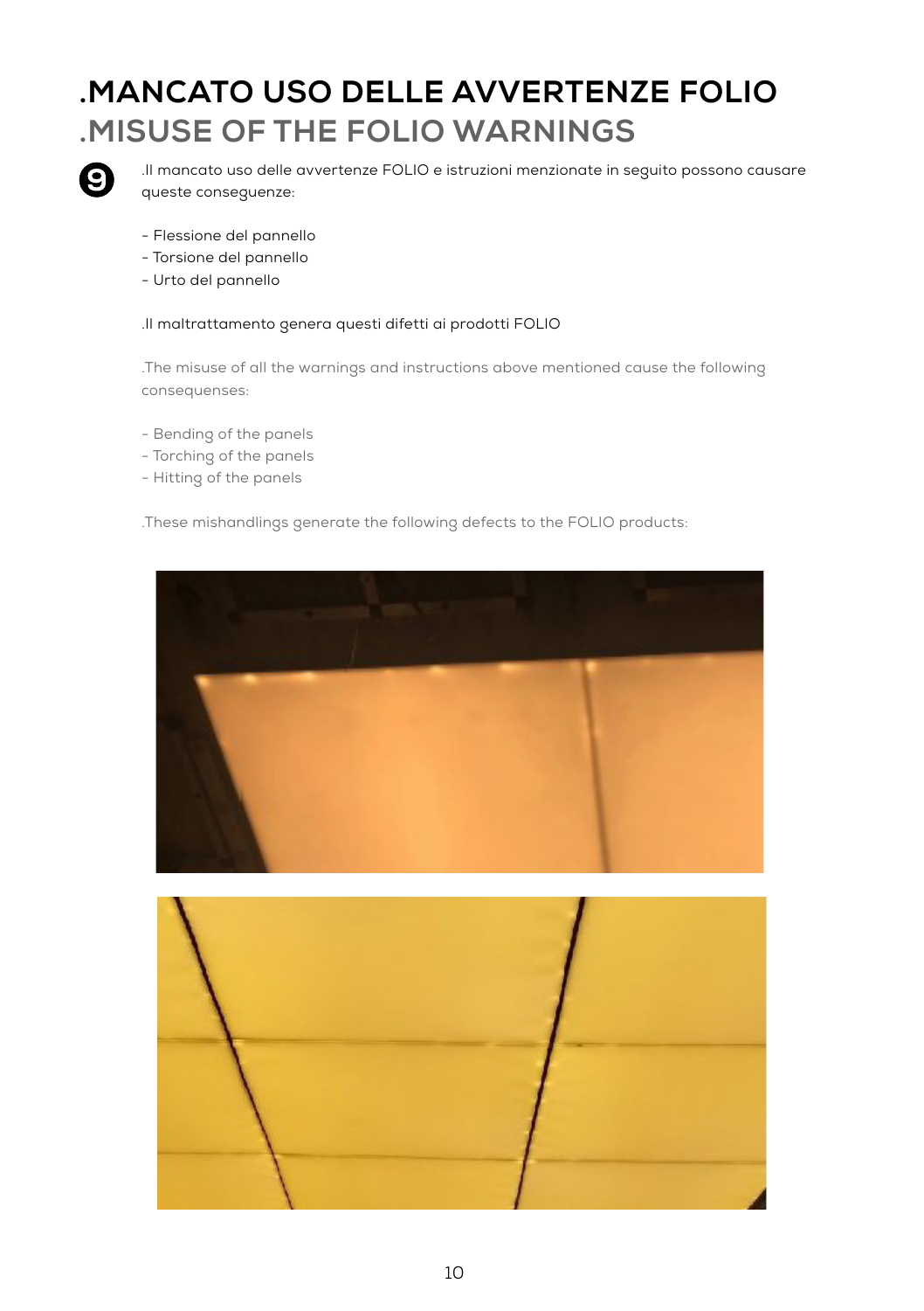# .MANCATO USO DELLE AVVERTENZE FOLIO
## .MISUSE OF THE FOLIO WARNINGS

9

.Il mancato uso delle avvertenze FOLIO e istruzioni menzionate in seguito possono causare queste conseguenze:

- Flessione del pannello
- Torsione del pannello
- Urto del pannello

.Il maltrattamento genera questi difetti ai prodotti FOLIO

.The misuse of all the warnings and instructions above mentioned cause the following consequenses:

- Bending of the panels
- Torching of the panels
- Hitting of the panels

.These mishandlings generate the following defects to the FOLIO products: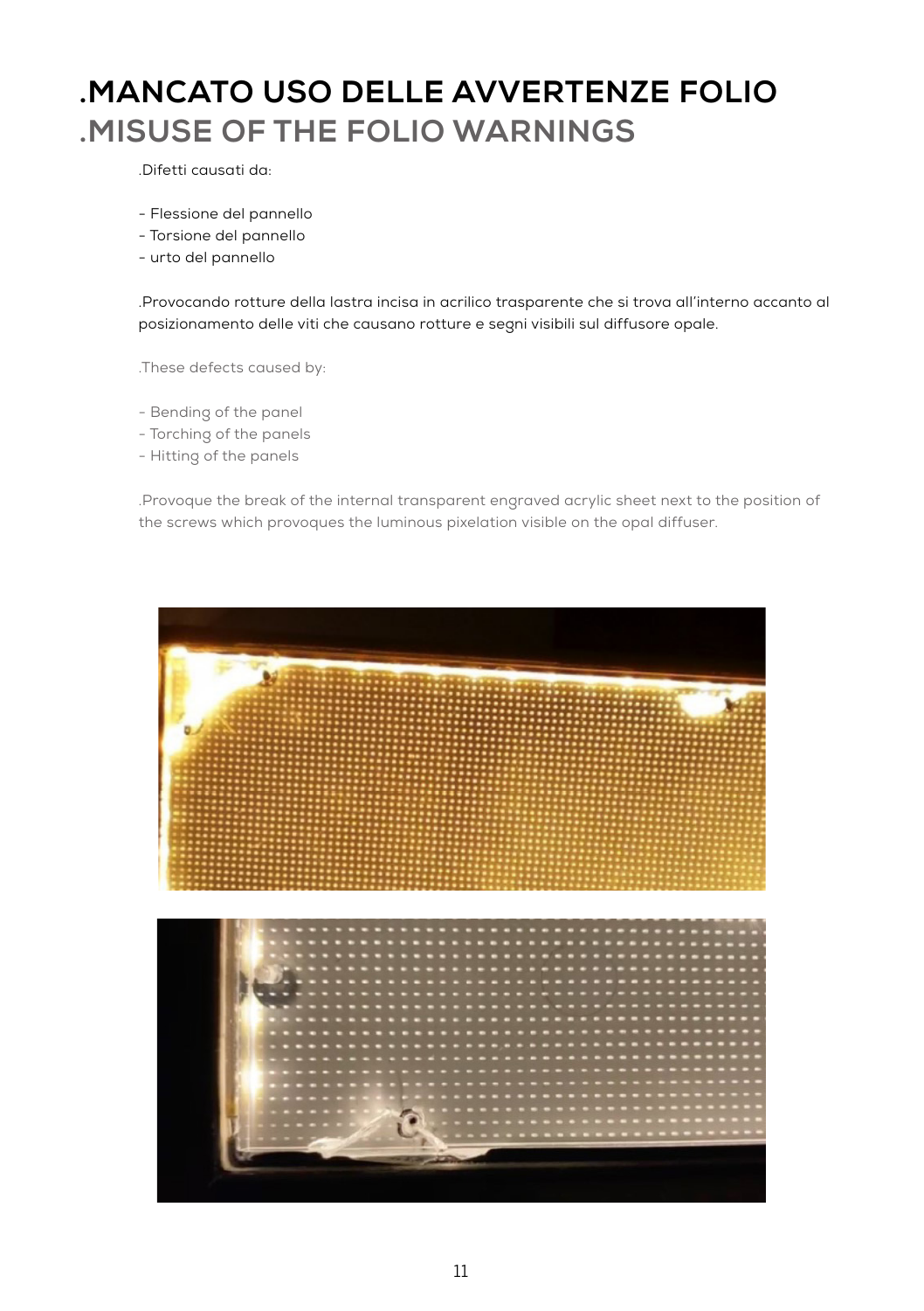# .MANCATO USO DELLE AVVERTENZE FOLIO
# .MISUSE OF THE FOLIO WARNINGS

.Difetti causati da:

- Flessione del pannello
- Torsione del pannello
- urto del pannello

.Provocando rotture della lastra incisa in acrilico trasparente che si trova all'interno accanto al posizionamento delle viti che causano rotture e segni visibili sul diffusore opale.

.These defects caused by:

- Bending of the panel
- Torching of the panels
- Hitting of the panels

.Provoque the break of the internal transparent engraved acrylic sheet next to the position of the screws which provoques the luminous pixelation visible on the opal diffuser.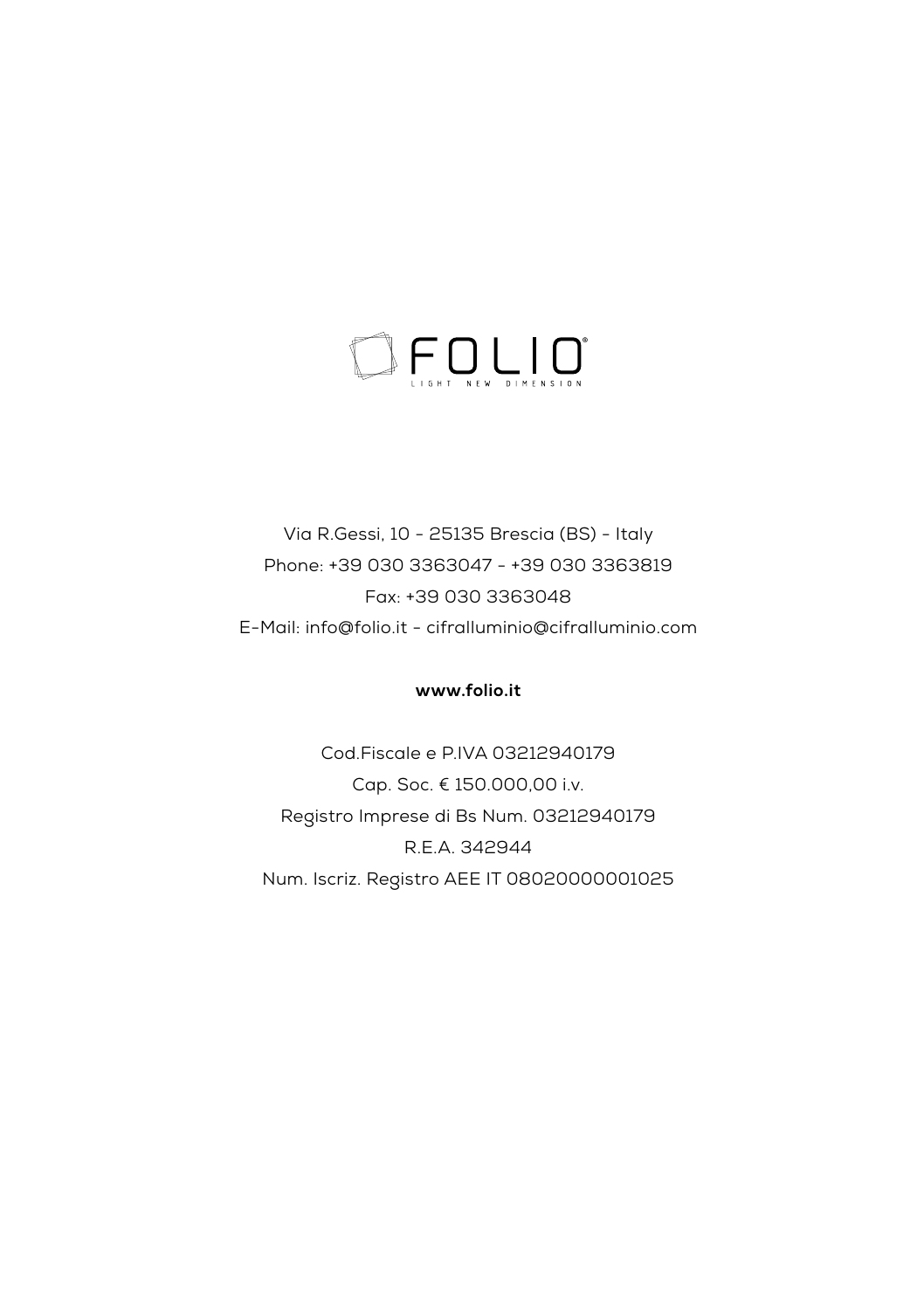FOLIO

LIGHT NEW DIMENSION

Via R.Gessi, 10 - 25135 Brescia (BS) - Italy

Phone: +39 030 3363047 - +39 030 3363819

Fax: +39 030 3363048

E-Mail: info@folio.it - cifralluminio@cifralluminio.com

**www.folio.it**

Cod.Fiscale e P.IVA 03212940179

Cap. Soc. € 150.000,00 i.v.

Registro Imprese di Bs Num. 03212940179

R.E.A. 342944

Num. Iscriz. Registro AEE IT 08020000001025